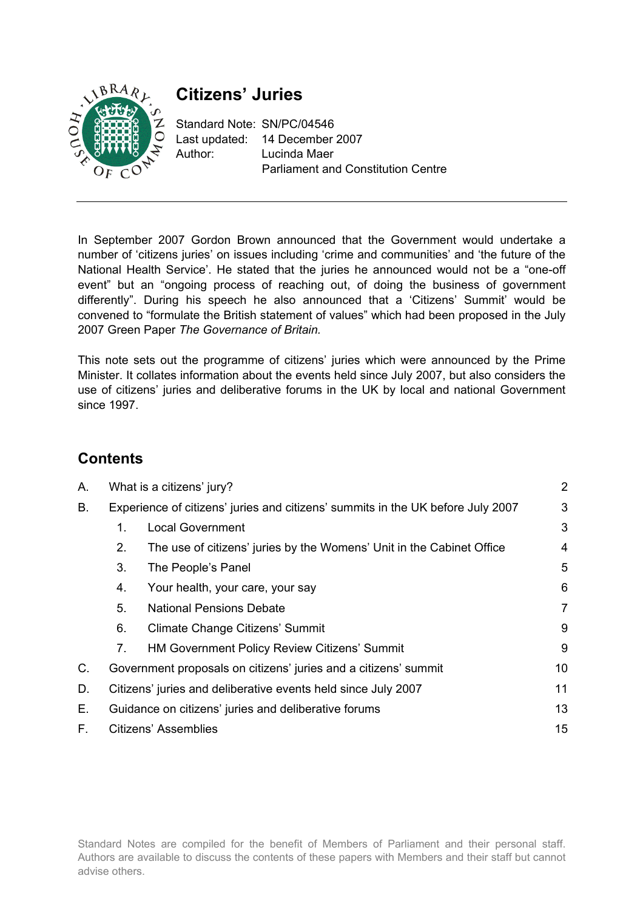# Citizens' Juries

Standard Note: SN/PC/04546
Last updated: 14 December 2007
Author: Lucinda Maer
Parliament and Constitution Centre

In September 2007 Gordon Brown announced that the Government would undertake a number of 'citizens juries' on issues including 'crime and communities' and 'the future of the National Health Service'. He stated that the juries he announced would not be a "one-off event" but an "ongoing process of reaching out, of doing the business of government differently". During his speech he also announced that a 'Citizens' Summit' would be convened to "formulate the British statement of values" which had been proposed in the July 2007 Green Paper *The Governance of Britain.*

This note sets out the programme of citizens' juries which were announced by the Prime Minister. It collates information about the events held since July 2007, but also considers the use of citizens' juries and deliberative forums in the UK by local and national Government since 1997.

## Contents

| | | |
|---|---|---|
| A. | What is a citizens' jury? | 2 |
| B. | Experience of citizens' juries and citizens' summits in the UK before July 2007 | 3 |
| | 1. Local Government | 3 |
| | 2. The use of citizens' juries by the Womens' Unit in the Cabinet Office | 4 |
| | 3. The People's Panel | 5 |
| | 4. Your health, your care, your say | 6 |
| | 5. National Pensions Debate | 7 |
| | 6. Climate Change Citizens' Summit | 9 |
| | 7. HM Government Policy Review Citizens' Summit | 9 |
| C. | Government proposals on citizens' juries and a citizens' summit | 10 |
| D. | Citizens' juries and deliberative events held since July 2007 | 11 |
| E. | Guidance on citizens' juries and deliberative forums | 13 |
| F. | Citizens' Assemblies | 15 |

Standard Notes are compiled for the benefit of Members of Parliament and their personal staff. Authors are available to discuss the contents of these papers with Members and their staff but cannot advise others.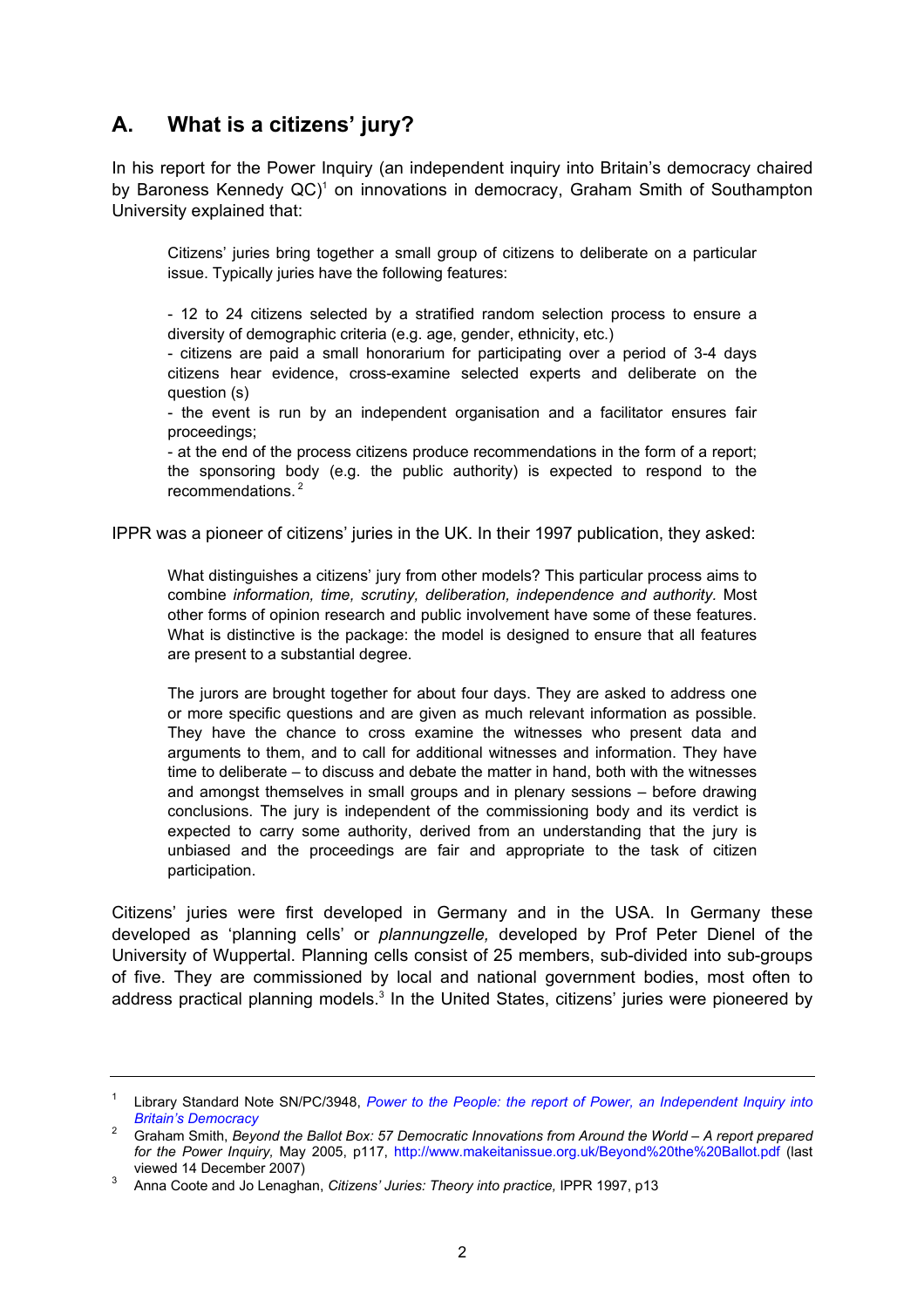## A. What is a citizens' jury?

In his report for the Power Inquiry (an independent inquiry into Britain's democracy chaired by Baroness Kennedy QC)[1] on innovations in democracy, Graham Smith of Southampton University explained that:

> Citizens' juries bring together a small group of citizens to deliberate on a particular issue. Typically juries have the following features:
>
> - 12 to 24 citizens selected by a stratified random selection process to ensure a diversity of demographic criteria (e.g. age, gender, ethnicity, etc.)
> - citizens are paid a small honorarium for participating over a period of 3-4 days citizens hear evidence, cross-examine selected experts and deliberate on the question (s)
> - the event is run by an independent organisation and a facilitator ensures fair proceedings;
> - at the end of the process citizens produce recommendations in the form of a report; the sponsoring body (e.g. the public authority) is expected to respond to the recommendations.[2]

IPPR was a pioneer of citizens' juries in the UK. In their 1997 publication, they asked:

> What distinguishes a citizens' jury from other models? This particular process aims to combine *information, time, scrutiny, deliberation, independence and authority.* Most other forms of opinion research and public involvement have some of these features. What is distinctive is the package: the model is designed to ensure that all features are present to a substantial degree.
>
> The jurors are brought together for about four days. They are asked to address one or more specific questions and are given as much relevant information as possible. They have the chance to cross examine the witnesses who present data and arguments to them, and to call for additional witnesses and information. They have time to deliberate – to discuss and debate the matter in hand, both with the witnesses and amongst themselves in small groups and in plenary sessions – before drawing conclusions. The jury is independent of the commissioning body and its verdict is expected to carry some authority, derived from an understanding that the jury is unbiased and the proceedings are fair and appropriate to the task of citizen participation.

Citizens' juries were first developed in Germany and in the USA. In Germany these developed as 'planning cells' or *plannungzelle,* developed by Prof Peter Dienel of the University of Wuppertal. Planning cells consist of 25 members, sub-divided into sub-groups of five. They are commissioned by local and national government bodies, most often to address practical planning models.[3] In the United States, citizens' juries were pioneered by

---

[1] Library Standard Note SN/PC/3948, *Power to the People: the report of Power, an Independent Inquiry into Britain's Democracy*

[2] Graham Smith, *Beyond the Ballot Box: 57 Democratic Innovations from Around the World – A report prepared for the Power Inquiry,* May 2005, p117, http://www.makeitanissue.org.uk/Beyond%20the%20Ballot.pdf (last viewed 14 December 2007)

[3] Anna Coote and Jo Lenaghan, *Citizens' Juries: Theory into practice,* IPPR 1997, p13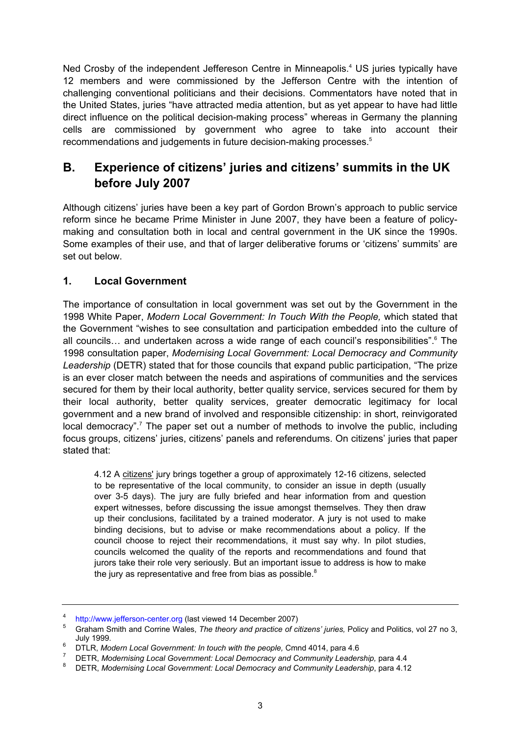Ned Crosby of the independent Jefferson Centre in Minneapolis.[4] US juries typically have 12 members and were commissioned by the Jefferson Centre with the intention of challenging conventional politicians and their decisions. Commentators have noted that in the United States, juries "have attracted media attention, but as yet appear to have had little direct influence on the political decision-making process" whereas in Germany the planning cells are commissioned by government who agree to take into account their recommendations and judgements in future decision-making processes.[5]

## B. Experience of citizens' juries and citizens' summits in the UK before July 2007

Although citizens' juries have been a key part of Gordon Brown's approach to public service reform since he became Prime Minister in June 2007, they have been a feature of policy-making and consultation both in local and central government in the UK since the 1990s. Some examples of their use, and that of larger deliberative forums or 'citizens' summits' are set out below.

### 1. Local Government

The importance of consultation in local government was set out by the Government in the 1998 White Paper, *Modern Local Government: In Touch With the People,* which stated that the Government "wishes to see consultation and participation embedded into the culture of all councils… and undertaken across a wide range of each council's responsibilities".[6] The 1998 consultation paper, *Modernising Local Government: Local Democracy and Community Leadership* (DETR) stated that for those councils that expand public participation, "The prize is an ever closer match between the needs and aspirations of communities and the services secured for them by their local authority, better quality service, services secured for them by their local authority, better quality services, greater democratic legitimacy for local government and a new brand of involved and responsible citizenship: in short, reinvigorated local democracy".[7] The paper set out a number of methods to involve the public, including focus groups, citizens' juries, citizens' panels and referendums. On citizens' juries that paper stated that:

> 4.12 A citizens' jury brings together a group of approximately 12-16 citizens, selected to be representative of the local community, to consider an issue in depth (usually over 3-5 days). The jury are fully briefed and hear information from and question expert witnesses, before discussing the issue amongst themselves. They then draw up their conclusions, facilitated by a trained moderator. A jury is not used to make binding decisions, but to advise or make recommendations about a policy. If the council choose to reject their recommendations, it must say why. In pilot studies, councils welcomed the quality of the reports and recommendations and found that jurors take their role very seriously. But an important issue to address is how to make the jury as representative and free from bias as possible.[8]

---

[4] http://www.jefferson-center.org (last viewed 14 December 2007)

[5] Graham Smith and Corrine Wales, *The theory and practice of citizens' juries,* Policy and Politics, vol 27 no 3, July 1999.

[6] DTLR, *Modern Local Government: In touch with the people,* Cmnd 4014, para 4.6

[7] DETR, *Modernising Local Government: Local Democracy and Community Leadership,* para 4.4

[8] DETR, *Modernising Local Government: Local Democracy and Community Leadership*, para 4.12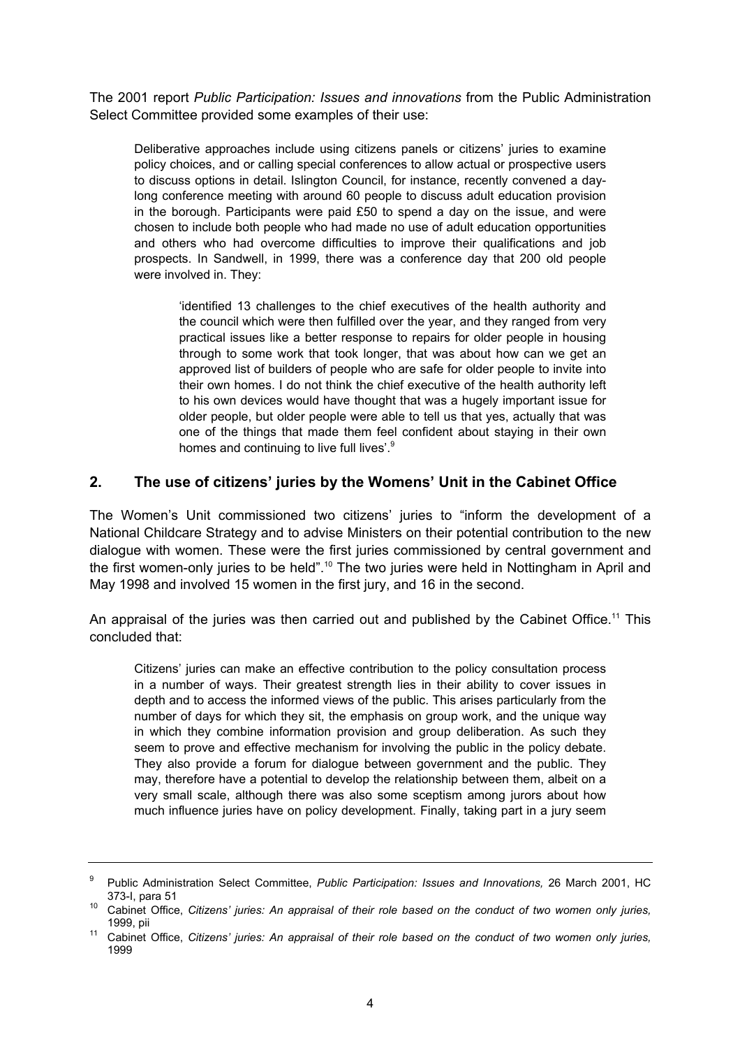The 2001 report *Public Participation: Issues and innovations* from the Public Administration Select Committee provided some examples of their use:

> Deliberative approaches include using citizens panels or citizens' juries to examine policy choices, and or calling special conferences to allow actual or prospective users to discuss options in detail. Islington Council, for instance, recently convened a day-long conference meeting with around 60 people to discuss adult education provision in the borough. Participants were paid £50 to spend a day on the issue, and were chosen to include both people who had made no use of adult education opportunities and others who had overcome difficulties to improve their qualifications and job prospects. In Sandwell, in 1999, there was a conference day that 200 old people were involved in. They:
>
> > 'identified 13 challenges to the chief executives of the health authority and the council which were then fulfilled over the year, and they ranged from very practical issues like a better response to repairs for older people in housing through to some work that took longer, that was about how can we get an approved list of builders of people who are safe for older people to invite into their own homes. I do not think the chief executive of the health authority left to his own devices would have thought that was a hugely important issue for older people, but older people were able to tell us that yes, actually that was one of the things that made them feel confident about staying in their own homes and continuing to live full lives'.[9]

## 2. The use of citizens' juries by the Womens' Unit in the Cabinet Office

The Women's Unit commissioned two citizens' juries to "inform the development of a National Childcare Strategy and to advise Ministers on their potential contribution to the new dialogue with women. These were the first juries commissioned by central government and the first women-only juries to be held".[10] The two juries were held in Nottingham in April and May 1998 and involved 15 women in the first jury, and 16 in the second.

An appraisal of the juries was then carried out and published by the Cabinet Office.[11] This concluded that:

> Citizens' juries can make an effective contribution to the policy consultation process in a number of ways. Their greatest strength lies in their ability to cover issues in depth and to access the informed views of the public. This arises particularly from the number of days for which they sit, the emphasis on group work, and the unique way in which they combine information provision and group deliberation. As such they seem to prove and effective mechanism for involving the public in the policy debate. They also provide a forum for dialogue between government and the public. They may, therefore have a potential to develop the relationship between them, albeit on a very small scale, although there was also some sceptism among jurors about how much influence juries have on policy development. Finally, taking part in a jury seem

---

[9] Public Administration Select Committee, *Public Participation: Issues and Innovations,* 26 March 2001, HC 373-I, para 51

[10] Cabinet Office, *Citizens' juries: An appraisal of their role based on the conduct of two women only juries,* 1999, pii

[11] Cabinet Office, *Citizens' juries: An appraisal of their role based on the conduct of two women only juries,* 1999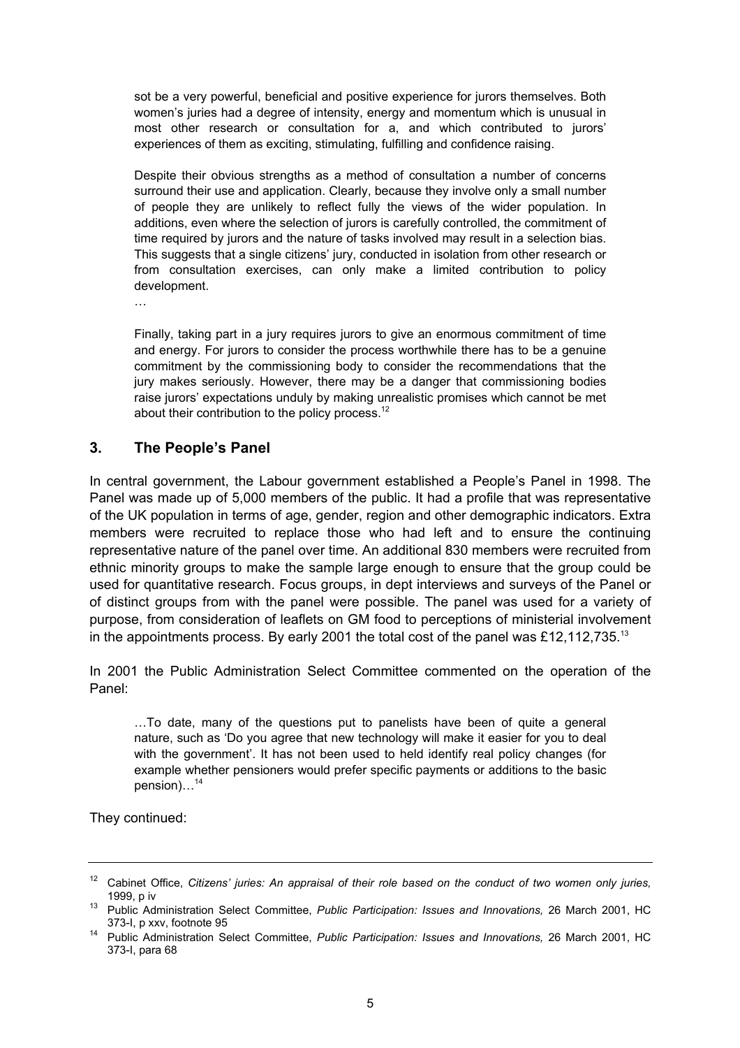sot be a very powerful, beneficial and positive experience for jurors themselves. Both women's juries had a degree of intensity, energy and momentum which is unusual in most other research or consultation for a, and which contributed to jurors' experiences of them as exciting, stimulating, fulfilling and confidence raising.

> Despite their obvious strengths as a method of consultation a number of concerns surround their use and application. Clearly, because they involve only a small number of people they are unlikely to reflect fully the views of the wider population. In additions, even where the selection of jurors is carefully controlled, the commitment of time required by jurors and the nature of tasks involved may result in a selection bias. This suggests that a single citizens' jury, conducted in isolation from other research or from consultation exercises, can only make a limited contribution to policy development.
>
> …
>
> Finally, taking part in a jury requires jurors to give an enormous commitment of time and energy. For jurors to consider the process worthwhile there has to be a genuine commitment by the commissioning body to consider the recommendations that the jury makes seriously. However, there may be a danger that commissioning bodies raise jurors' expectations unduly by making unrealistic promises which cannot be met about their contribution to the policy process.[12]

## 3. The People's Panel

In central government, the Labour government established a People's Panel in 1998. The Panel was made up of 5,000 members of the public. It had a profile that was representative of the UK population in terms of age, gender, region and other demographic indicators. Extra members were recruited to replace those who had left and to ensure the continuing representative nature of the panel over time. An additional 830 members were recruited from ethnic minority groups to make the sample large enough to ensure that the group could be used for quantitative research. Focus groups, in dept interviews and surveys of the Panel or of distinct groups from with the panel were possible. The panel was used for a variety of purpose, from consideration of leaflets on GM food to perceptions of ministerial involvement in the appointments process. By early 2001 the total cost of the panel was £12,112,735.[13]

In 2001 the Public Administration Select Committee commented on the operation of the Panel:

> …To date, many of the questions put to panelists have been of quite a general nature, such as 'Do you agree that new technology will make it easier for you to deal with the government'. It has not been used to held identify real policy changes (for example whether pensioners would prefer specific payments or additions to the basic pension)…[14]

They continued:

---

[12] Cabinet Office, *Citizens' juries: An appraisal of their role based on the conduct of two women only juries,* 1999, p iv

[13] Public Administration Select Committee, *Public Participation: Issues and Innovations,* 26 March 2001, HC 373-I, p xxv, footnote 95

[14] Public Administration Select Committee, *Public Participation: Issues and Innovations,* 26 March 2001, HC 373-I, para 68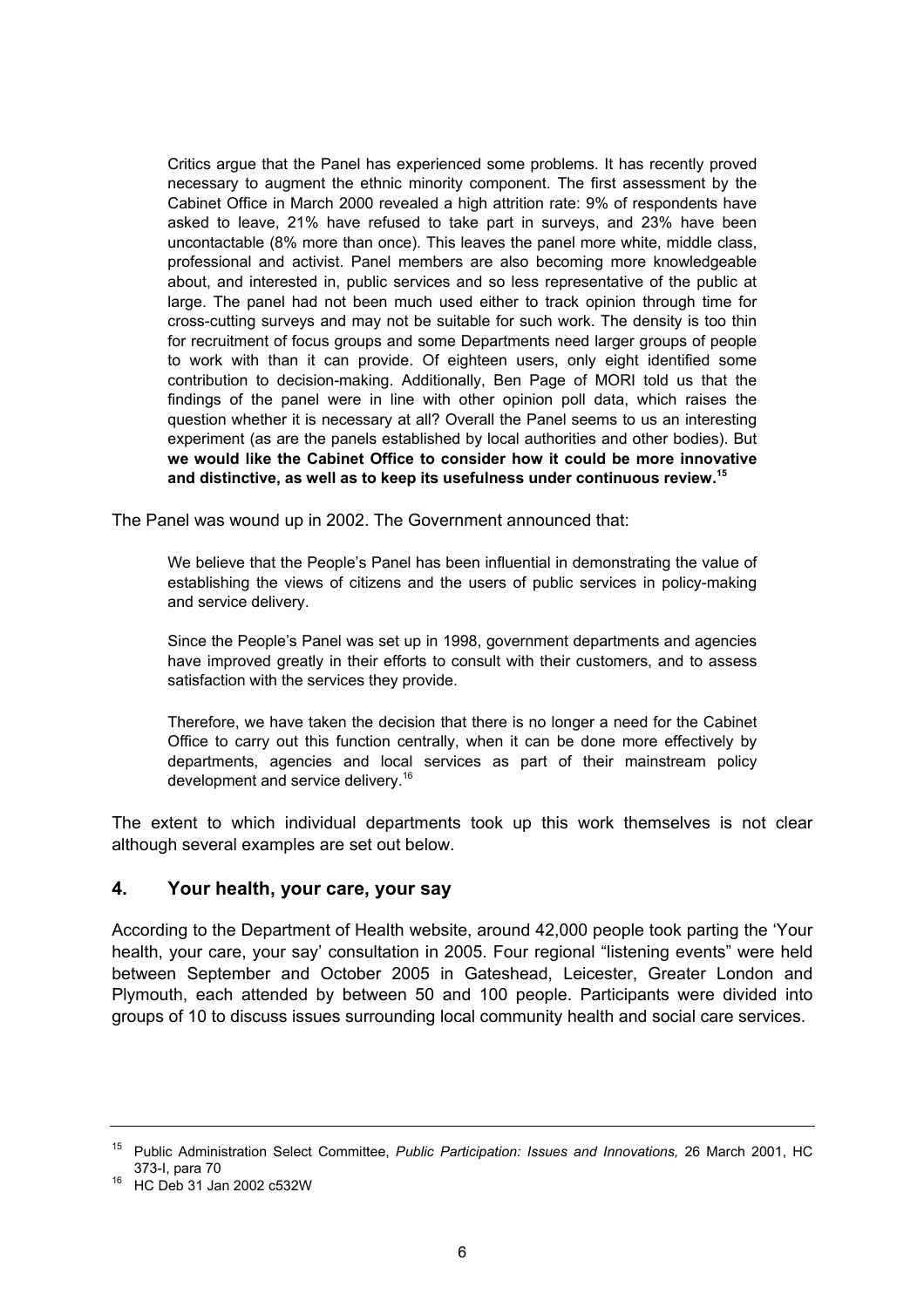> Critics argue that the Panel has experienced some problems. It has recently proved necessary to augment the ethnic minority component. The first assessment by the Cabinet Office in March 2000 revealed a high attrition rate: 9% of respondents have asked to leave, 21% have refused to take part in surveys, and 23% have been uncontactable (8% more than once). This leaves the panel more white, middle class, professional and activist. Panel members are also becoming more knowledgeable about, and interested in, public services and so less representative of the public at large. The panel had not been much used either to track opinion through time for cross-cutting surveys and may not be suitable for such work. The density is too thin for recruitment of focus groups and some Departments need larger groups of people to work with than it can provide. Of eighteen users, only eight identified some contribution to decision-making. Additionally, Ben Page of MORI told us that the findings of the panel were in line with other opinion poll data, which raises the question whether it is necessary at all? Overall the Panel seems to us an interesting experiment (as are the panels established by local authorities and other bodies). But **we would like the Cabinet Office to consider how it could be more innovative and distinctive, as well as to keep its usefulness under continuous review.**[15]

The Panel was wound up in 2002. The Government announced that:

> We believe that the People's Panel has been influential in demonstrating the value of establishing the views of citizens and the users of public services in policy-making and service delivery.
>
> Since the People's Panel was set up in 1998, government departments and agencies have improved greatly in their efforts to consult with their customers, and to assess satisfaction with the services they provide.
>
> Therefore, we have taken the decision that there is no longer a need for the Cabinet Office to carry out this function centrally, when it can be done more effectively by departments, agencies and local services as part of their mainstream policy development and service delivery.[16]

The extent to which individual departments took up this work themselves is not clear although several examples are set out below.

## 4. Your health, your care, your say

According to the Department of Health website, around 42,000 people took parting the 'Your health, your care, your say' consultation in 2005. Four regional "listening events" were held between September and October 2005 in Gateshead, Leicester, Greater London and Plymouth, each attended by between 50 and 100 people. Participants were divided into groups of 10 to discuss issues surrounding local community health and social care services.

---

[15] Public Administration Select Committee, *Public Participation: Issues and Innovations,* 26 March 2001, HC 373-I, para 70

[16] HC Deb 31 Jan 2002 c532W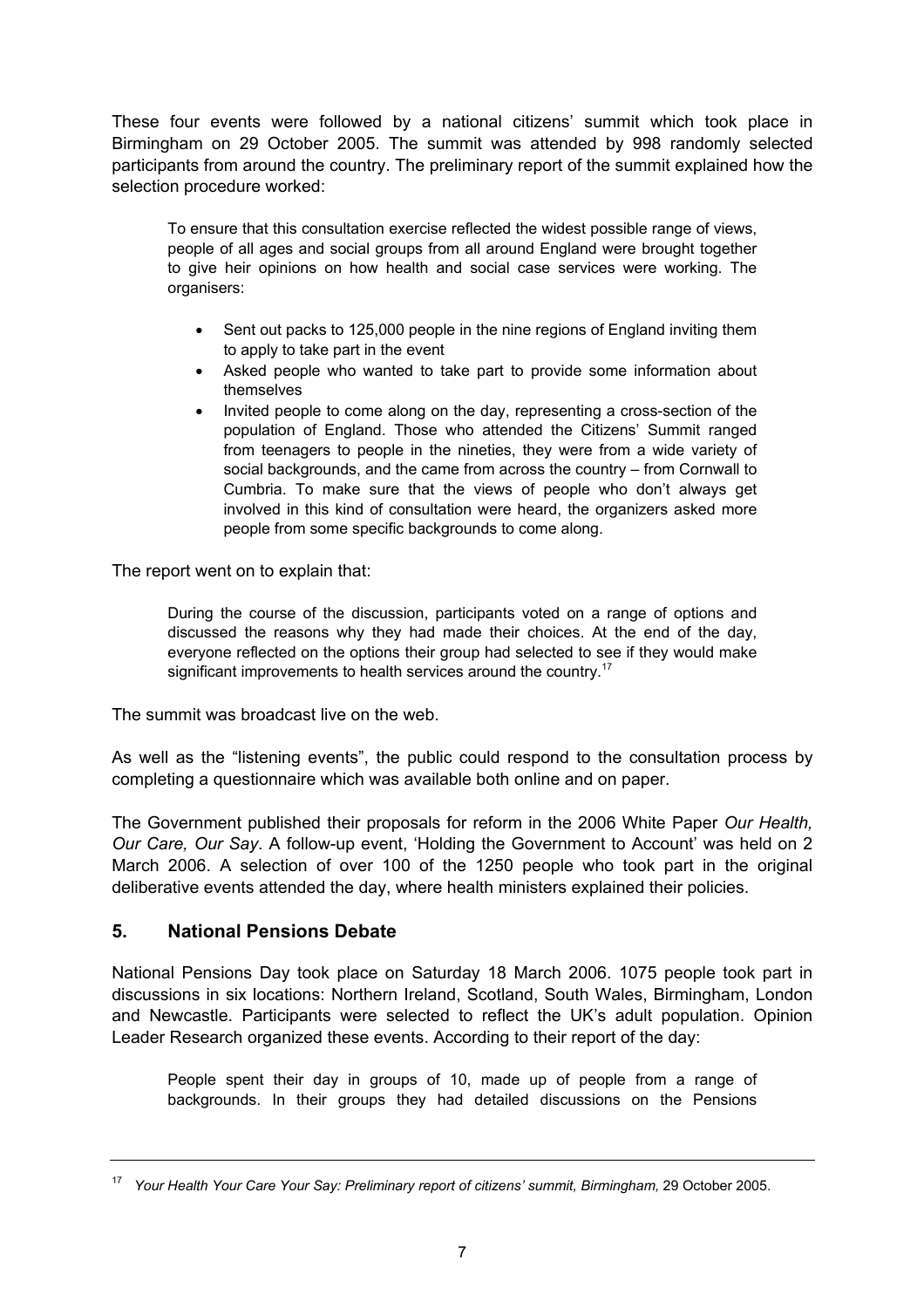These four events were followed by a national citizens' summit which took place in Birmingham on 29 October 2005. The summit was attended by 998 randomly selected participants from around the country. The preliminary report of the summit explained how the selection procedure worked:

> To ensure that this consultation exercise reflected the widest possible range of views, people of all ages and social groups from all around England were brought together to give heir opinions on how health and social case services were working. The organisers:
>
> - Sent out packs to 125,000 people in the nine regions of England inviting them to apply to take part in the event
> - Asked people who wanted to take part to provide some information about themselves
> - Invited people to come along on the day, representing a cross-section of the population of England. Those who attended the Citizens' Summit ranged from teenagers to people in the nineties, they were from a wide variety of social backgrounds, and the came from across the country – from Cornwall to Cumbria. To make sure that the views of people who don't always get involved in this kind of consultation were heard, the organizers asked more people from some specific backgrounds to come along.

The report went on to explain that:

> During the course of the discussion, participants voted on a range of options and discussed the reasons why they had made their choices. At the end of the day, everyone reflected on the options their group had selected to see if they would make significant improvements to health services around the country.[17]

The summit was broadcast live on the web.

As well as the "listening events", the public could respond to the consultation process by completing a questionnaire which was available both online and on paper.

The Government published their proposals for reform in the 2006 White Paper *Our Health, Our Care, Our Say*. A follow-up event, 'Holding the Government to Account' was held on 2 March 2006. A selection of over 100 of the 1250 people who took part in the original deliberative events attended the day, where health ministers explained their policies.

## 5. National Pensions Debate

National Pensions Day took place on Saturday 18 March 2006. 1075 people took part in discussions in six locations: Northern Ireland, Scotland, South Wales, Birmingham, London and Newcastle. Participants were selected to reflect the UK's adult population. Opinion Leader Research organized these events. According to their report of the day:

> People spent their day in groups of 10, made up of people from a range of backgrounds. In their groups they had detailed discussions on the Pensions

---

[17] *Your Health Your Care Your Say: Preliminary report of citizens' summit, Birmingham,* 29 October 2005.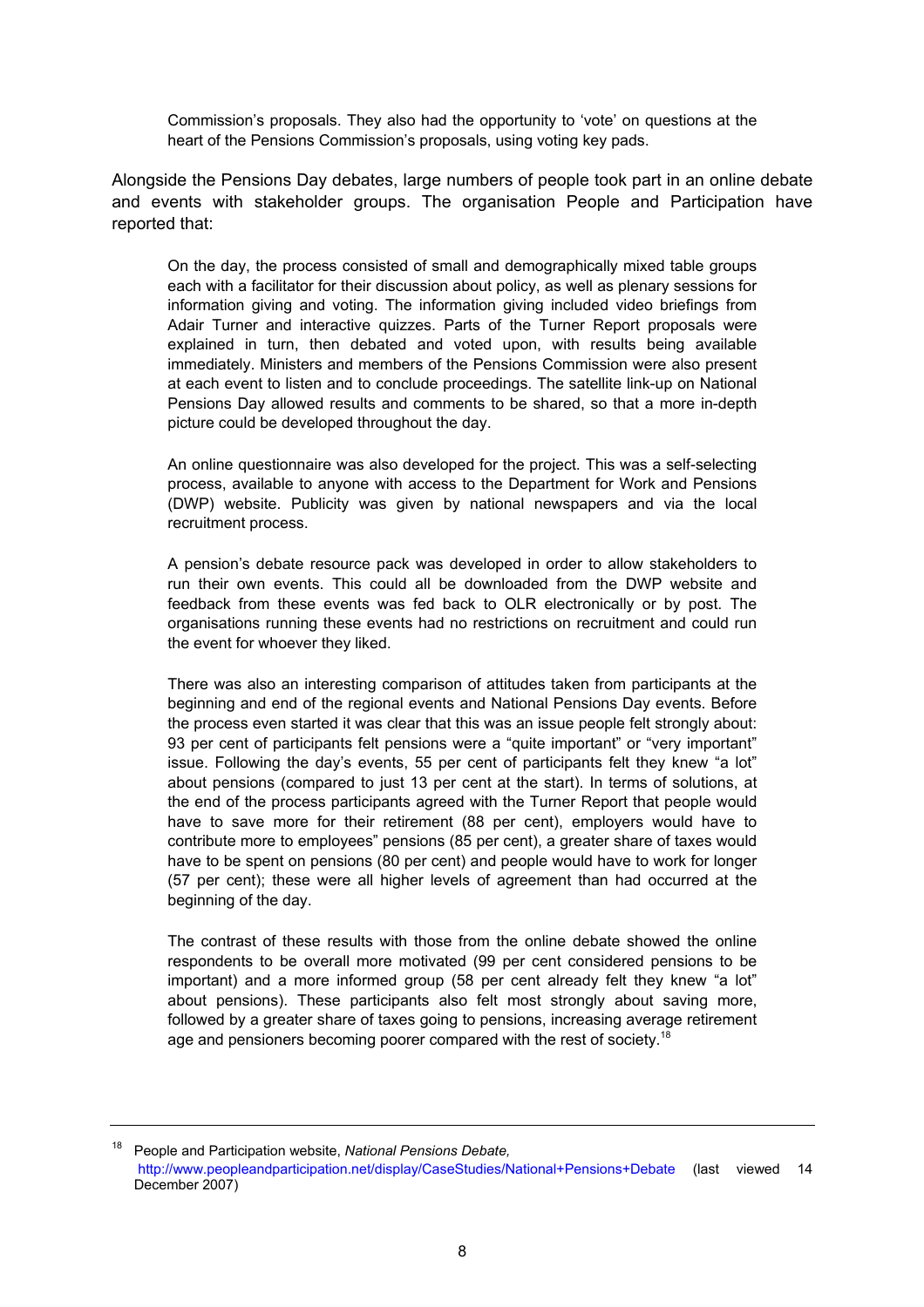> Commission's proposals. They also had the opportunity to 'vote' on questions at the heart of the Pensions Commission's proposals, using voting key pads.

Alongside the Pensions Day debates, large numbers of people took part in an online debate and events with stakeholder groups. The organisation People and Participation have reported that:

> On the day, the process consisted of small and demographically mixed table groups each with a facilitator for their discussion about policy, as well as plenary sessions for information giving and voting. The information giving included video briefings from Adair Turner and interactive quizzes. Parts of the Turner Report proposals were explained in turn, then debated and voted upon, with results being available immediately. Ministers and members of the Pensions Commission were also present at each event to listen and to conclude proceedings. The satellite link-up on National Pensions Day allowed results and comments to be shared, so that a more in-depth picture could be developed throughout the day.
>
> An online questionnaire was also developed for the project. This was a self-selecting process, available to anyone with access to the Department for Work and Pensions (DWP) website. Publicity was given by national newspapers and via the local recruitment process.
>
> A pension's debate resource pack was developed in order to allow stakeholders to run their own events. This could all be downloaded from the DWP website and feedback from these events was fed back to OLR electronically or by post. The organisations running these events had no restrictions on recruitment and could run the event for whoever they liked.
>
> There was also an interesting comparison of attitudes taken from participants at the beginning and end of the regional events and National Pensions Day events. Before the process even started it was clear that this was an issue people felt strongly about: 93 per cent of participants felt pensions were a "quite important" or "very important" issue. Following the day's events, 55 per cent of participants felt they knew "a lot" about pensions (compared to just 13 per cent at the start). In terms of solutions, at the end of the process participants agreed with the Turner Report that people would have to save more for their retirement (88 per cent), employers would have to contribute more to employees" pensions (85 per cent), a greater share of taxes would have to be spent on pensions (80 per cent) and people would have to work for longer (57 per cent); these were all higher levels of agreement than had occurred at the beginning of the day.
>
> The contrast of these results with those from the online debate showed the online respondents to be overall more motivated (99 per cent considered pensions to be important) and a more informed group (58 per cent already felt they knew "a lot" about pensions). These participants also felt most strongly about saving more, followed by a greater share of taxes going to pensions, increasing average retirement age and pensioners becoming poorer compared with the rest of society.[18]

---

[18] People and Participation website, *National Pensions Debate,* http://www.peopleandparticipation.net/display/CaseStudies/National+Pensions+Debate (last viewed 14 December 2007)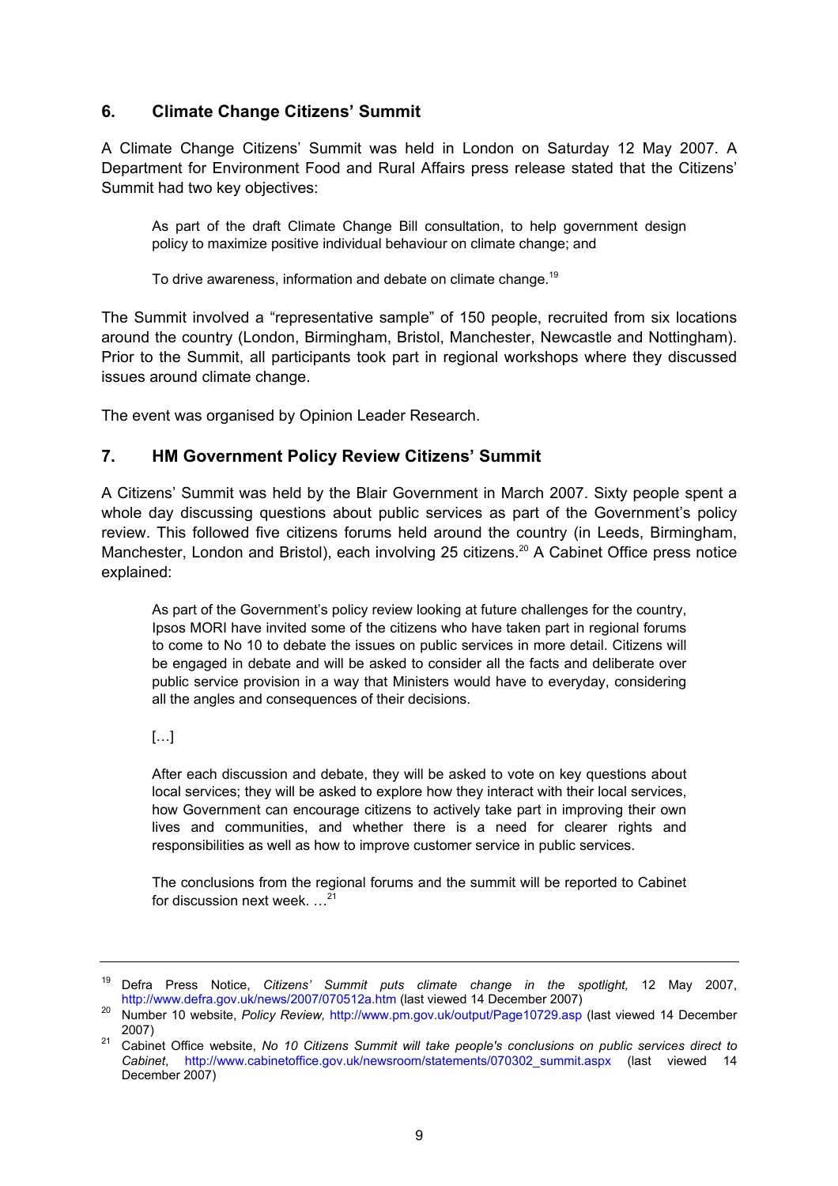## 6. Climate Change Citizens' Summit

A Climate Change Citizens' Summit was held in London on Saturday 12 May 2007. A Department for Environment Food and Rural Affairs press release stated that the Citizens' Summit had two key objectives:

> As part of the draft Climate Change Bill consultation, to help government design policy to maximize positive individual behaviour on climate change; and
>
> To drive awareness, information and debate on climate change.[19]

The Summit involved a "representative sample" of 150 people, recruited from six locations around the country (London, Birmingham, Bristol, Manchester, Newcastle and Nottingham). Prior to the Summit, all participants took part in regional workshops where they discussed issues around climate change.

The event was organised by Opinion Leader Research.

## 7. HM Government Policy Review Citizens' Summit

A Citizens' Summit was held by the Blair Government in March 2007. Sixty people spent a whole day discussing questions about public services as part of the Government's policy review. This followed five citizens forums held around the country (in Leeds, Birmingham, Manchester, London and Bristol), each involving 25 citizens.[20] A Cabinet Office press notice explained:

> As part of the Government's policy review looking at future challenges for the country, Ipsos MORI have invited some of the citizens who have taken part in regional forums to come to No 10 to debate the issues on public services in more detail. Citizens will be engaged in debate and will be asked to consider all the facts and deliberate over public service provision in a way that Ministers would have to everyday, considering all the angles and consequences of their decisions.
>
> […]
>
> After each discussion and debate, they will be asked to vote on key questions about local services; they will be asked to explore how they interact with their local services, how Government can encourage citizens to actively take part in improving their own lives and communities, and whether there is a need for clearer rights and responsibilities as well as how to improve customer service in public services.
>
> The conclusions from the regional forums and the summit will be reported to Cabinet for discussion next week. …[21]

---

[19] Defra Press Notice, *Citizens' Summit puts climate change in the spotlight,* 12 May 2007, http://www.defra.gov.uk/news/2007/070512a.htm (last viewed 14 December 2007)

[20] Number 10 website, *Policy Review,* http://www.pm.gov.uk/output/Page10729.asp (last viewed 14 December 2007)

[21] Cabinet Office website, *No 10 Citizens Summit will take people's conclusions on public services direct to Cabinet*, http://www.cabinetoffice.gov.uk/newsroom/statements/070302_summit.aspx (last viewed 14 December 2007)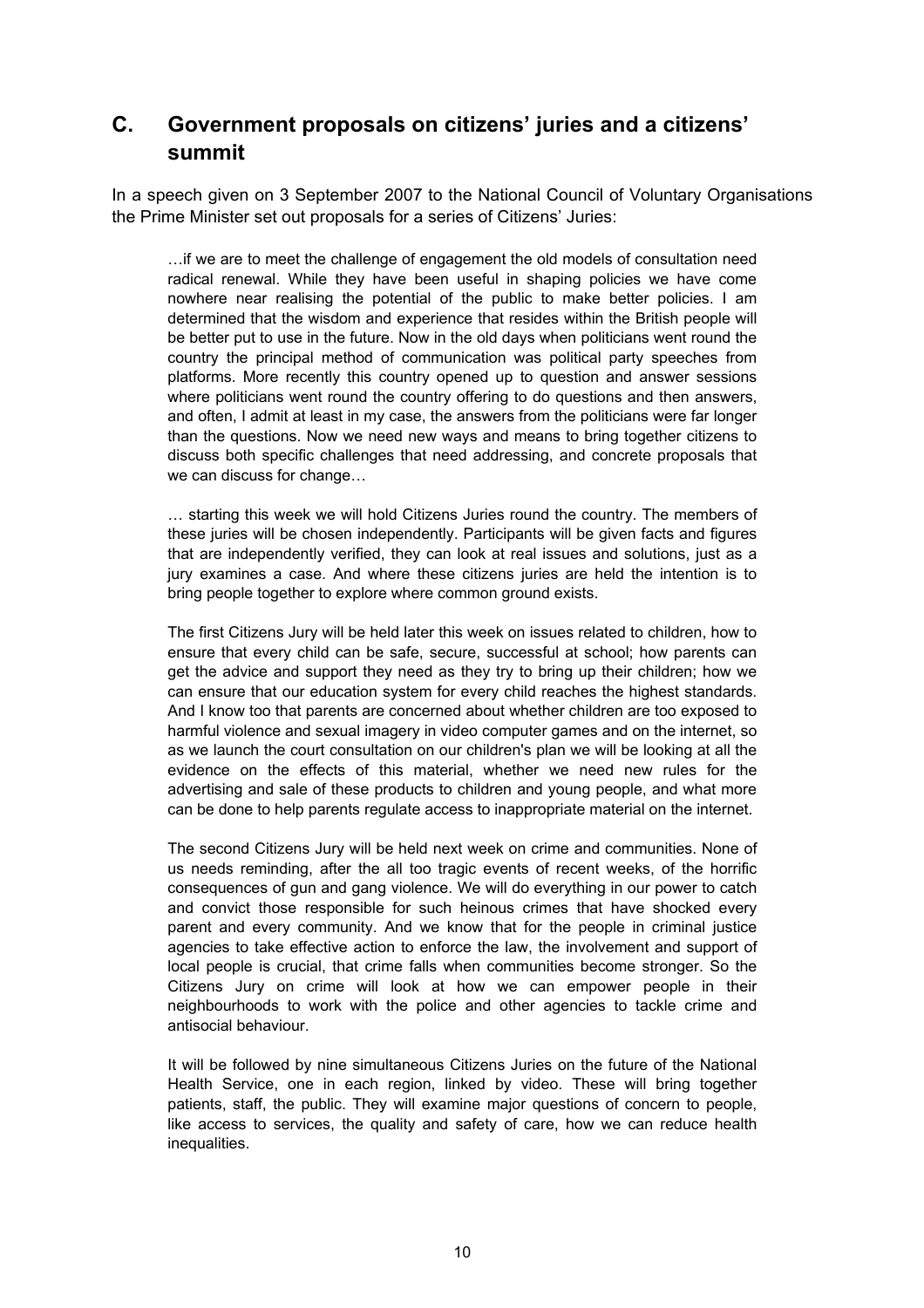## C. Government proposals on citizens' juries and a citizens' summit

In a speech given on 3 September 2007 to the National Council of Voluntary Organisations the Prime Minister set out proposals for a series of Citizens' Juries:

> …if we are to meet the challenge of engagement the old models of consultation need radical renewal. While they have been useful in shaping policies we have come nowhere near realising the potential of the public to make better policies. I am determined that the wisdom and experience that resides within the British people will be better put to use in the future. Now in the old days when politicians went round the country the principal method of communication was political party speeches from platforms. More recently this country opened up to question and answer sessions where politicians went round the country offering to do questions and then answers, and often, I admit at least in my case, the answers from the politicians were far longer than the questions. Now we need new ways and means to bring together citizens to discuss both specific challenges that need addressing, and concrete proposals that we can discuss for change…
>
> … starting this week we will hold Citizens Juries round the country. The members of these juries will be chosen independently. Participants will be given facts and figures that are independently verified, they can look at real issues and solutions, just as a jury examines a case. And where these citizens juries are held the intention is to bring people together to explore where common ground exists.
>
> The first Citizens Jury will be held later this week on issues related to children, how to ensure that every child can be safe, secure, successful at school; how parents can get the advice and support they need as they try to bring up their children; how we can ensure that our education system for every child reaches the highest standards. And I know too that parents are concerned about whether children are too exposed to harmful violence and sexual imagery in video computer games and on the internet, so as we launch the court consultation on our children's plan we will be looking at all the evidence on the effects of this material, whether we need new rules for the advertising and sale of these products to children and young people, and what more can be done to help parents regulate access to inappropriate material on the internet.
>
> The second Citizens Jury will be held next week on crime and communities. None of us needs reminding, after the all too tragic events of recent weeks, of the horrific consequences of gun and gang violence. We will do everything in our power to catch and convict those responsible for such heinous crimes that have shocked every parent and every community. And we know that for the people in criminal justice agencies to take effective action to enforce the law, the involvement and support of local people is crucial, that crime falls when communities become stronger. So the Citizens Jury on crime will look at how we can empower people in their neighbourhoods to work with the police and other agencies to tackle crime and antisocial behaviour.
>
> It will be followed by nine simultaneous Citizens Juries on the future of the National Health Service, one in each region, linked by video. These will bring together patients, staff, the public. They will examine major questions of concern to people, like access to services, the quality and safety of care, how we can reduce health inequalities.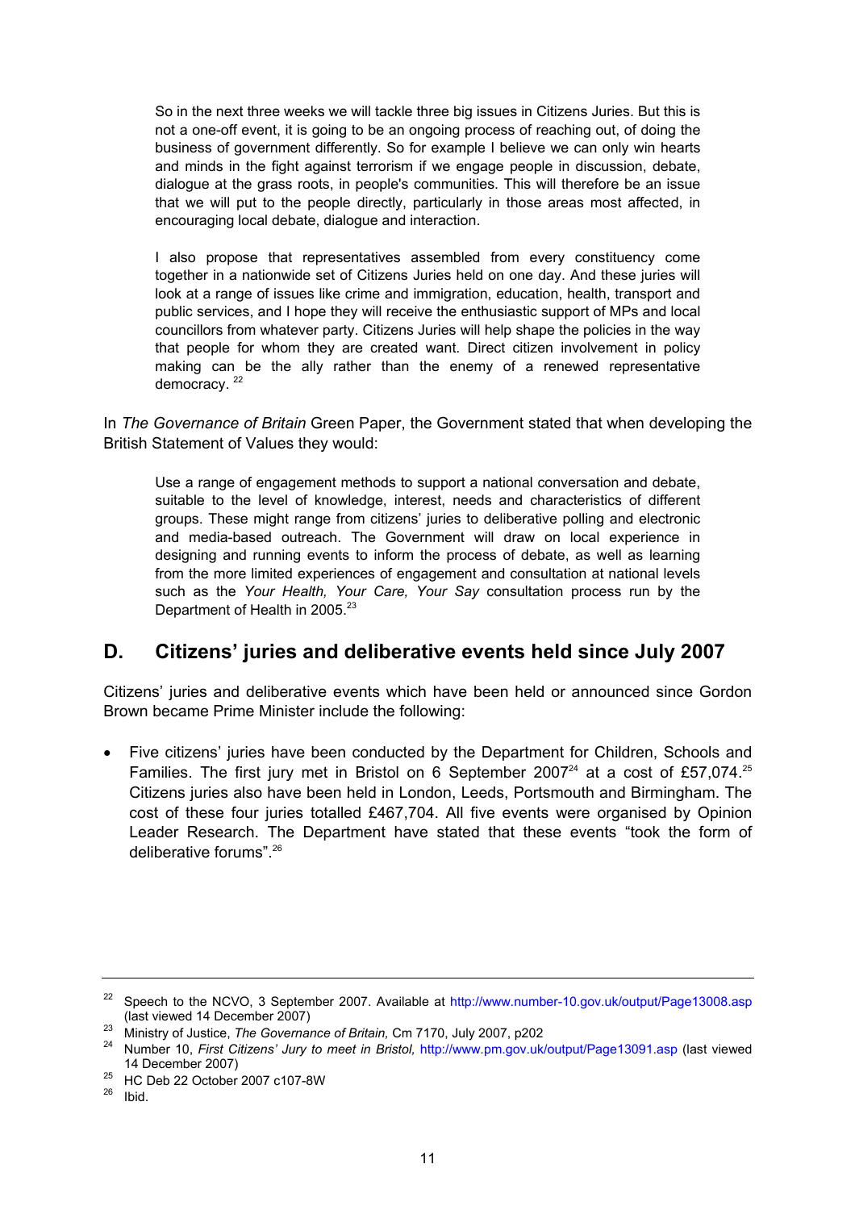> So in the next three weeks we will tackle three big issues in Citizens Juries. But this is not a one-off event, it is going to be an ongoing process of reaching out, of doing the business of government differently. So for example I believe we can only win hearts and minds in the fight against terrorism if we engage people in discussion, debate, dialogue at the grass roots, in people's communities. This will therefore be an issue that we will put to the people directly, particularly in those areas most affected, in encouraging local debate, dialogue and interaction.
>
> I also propose that representatives assembled from every constituency come together in a nationwide set of Citizens Juries held on one day. And these juries will look at a range of issues like crime and immigration, education, health, transport and public services, and I hope they will receive the enthusiastic support of MPs and local councillors from whatever party. Citizens Juries will help shape the policies in the way that people for whom they are created want. Direct citizen involvement in policy making can be the ally rather than the enemy of a renewed representative democracy. [22]

In *The Governance of Britain* Green Paper, the Government stated that when developing the British Statement of Values they would:

> Use a range of engagement methods to support a national conversation and debate, suitable to the level of knowledge, interest, needs and characteristics of different groups. These might range from citizens' juries to deliberative polling and electronic and media-based outreach. The Government will draw on local experience in designing and running events to inform the process of debate, as well as learning from the more limited experiences of engagement and consultation at national levels such as the *Your Health, Your Care, Your Say* consultation process run by the Department of Health in 2005.[23]

## D. Citizens' juries and deliberative events held since July 2007

Citizens' juries and deliberative events which have been held or announced since Gordon Brown became Prime Minister include the following:

- Five citizens' juries have been conducted by the Department for Children, Schools and Families. The first jury met in Bristol on 6 September 2007[24] at a cost of £57,074.[25] Citizens juries also have been held in London, Leeds, Portsmouth and Birmingham. The cost of these four juries totalled £467,704. All five events were organised by Opinion Leader Research. The Department have stated that these events "took the form of deliberative forums".[26]

---

[22] Speech to the NCVO, 3 September 2007. Available at http://www.number-10.gov.uk/output/Page13008.asp (last viewed 14 December 2007)

[23] Ministry of Justice, *The Governance of Britain,* Cm 7170, July 2007, p202

[24] Number 10, *First Citizens' Jury to meet in Bristol,* http://www.pm.gov.uk/output/Page13091.asp (last viewed 14 December 2007)

[25] HC Deb 22 October 2007 c107-8W

[26] Ibid.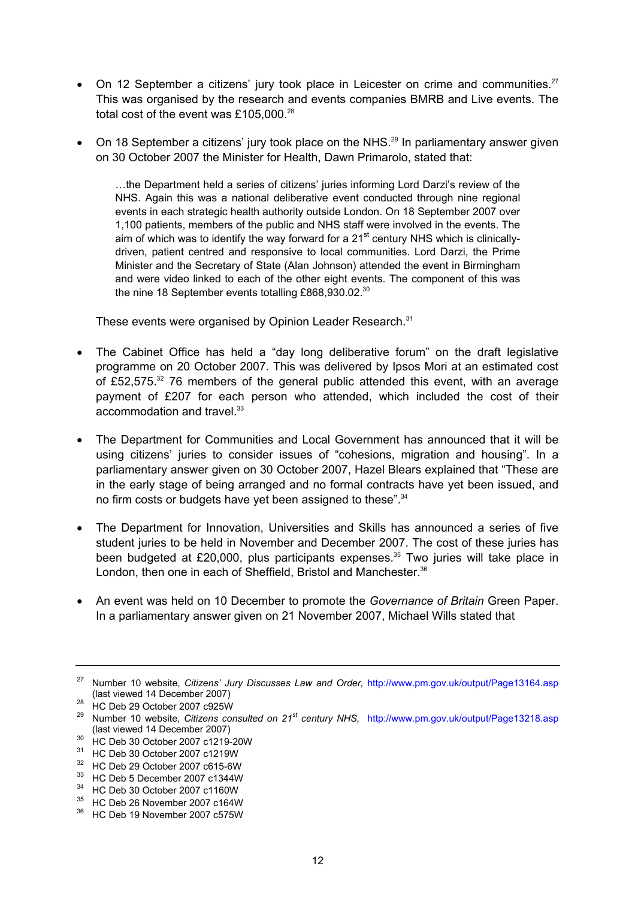- On 12 September a citizens' jury took place in Leicester on crime and communities.[27] This was organised by the research and events companies BMRB and Live events. The total cost of the event was £105,000.[28]

- On 18 September a citizens' jury took place on the NHS.[29] In parliamentary answer given on 30 October 2007 the Minister for Health, Dawn Primarolo, stated that:

  > …the Department held a series of citizens' juries informing Lord Darzi's review of the NHS. Again this was a national deliberative event conducted through nine regional events in each strategic health authority outside London. On 18 September 2007 over 1,100 patients, members of the public and NHS staff were involved in the events. The aim of which was to identify the way forward for a 21st century NHS which is clinically-driven, patient centred and responsive to local communities. Lord Darzi, the Prime Minister and the Secretary of State (Alan Johnson) attended the event in Birmingham and were video linked to each of the other eight events. The component of this was the nine 18 September events totalling £868,930.02.[30]

  These events were organised by Opinion Leader Research.[31]

- The Cabinet Office has held a "day long deliberative forum" on the draft legislative programme on 20 October 2007. This was delivered by Ipsos Mori at an estimated cost of £52,575.[32] 76 members of the general public attended this event, with an average payment of £207 for each person who attended, which included the cost of their accommodation and travel.[33]

- The Department for Communities and Local Government has announced that it will be using citizens' juries to consider issues of "cohesions, migration and housing". In a parliamentary answer given on 30 October 2007, Hazel Blears explained that "These are in the early stage of being arranged and no formal contracts have yet been issued, and no firm costs or budgets have yet been assigned to these".[34]

- The Department for Innovation, Universities and Skills has announced a series of five student juries to be held in November and December 2007. The cost of these juries has been budgeted at £20,000, plus participants expenses.[35] Two juries will take place in London, then one in each of Sheffield, Bristol and Manchester.[36]

- An event was held on 10 December to promote the *Governance of Britain* Green Paper. In a parliamentary answer given on 21 November 2007, Michael Wills stated that

---

[27] Number 10 website, *Citizens' Jury Discusses Law and Order,* http://www.pm.gov.uk/output/Page13164.asp (last viewed 14 December 2007)

[28] HC Deb 29 October 2007 c925W

[29] Number 10 website, *Citizens consulted on 21st century NHS,* http://www.pm.gov.uk/output/Page13218.asp (last viewed 14 December 2007)

[30] HC Deb 30 October 2007 c1219-20W

[31] HC Deb 30 October 2007 c1219W

[32] HC Deb 29 October 2007 c615-6W

[33] HC Deb 5 December 2007 c1344W

[34] HC Deb 30 October 2007 c1160W

[35] HC Deb 26 November 2007 c164W

[36] HC Deb 19 November 2007 c575W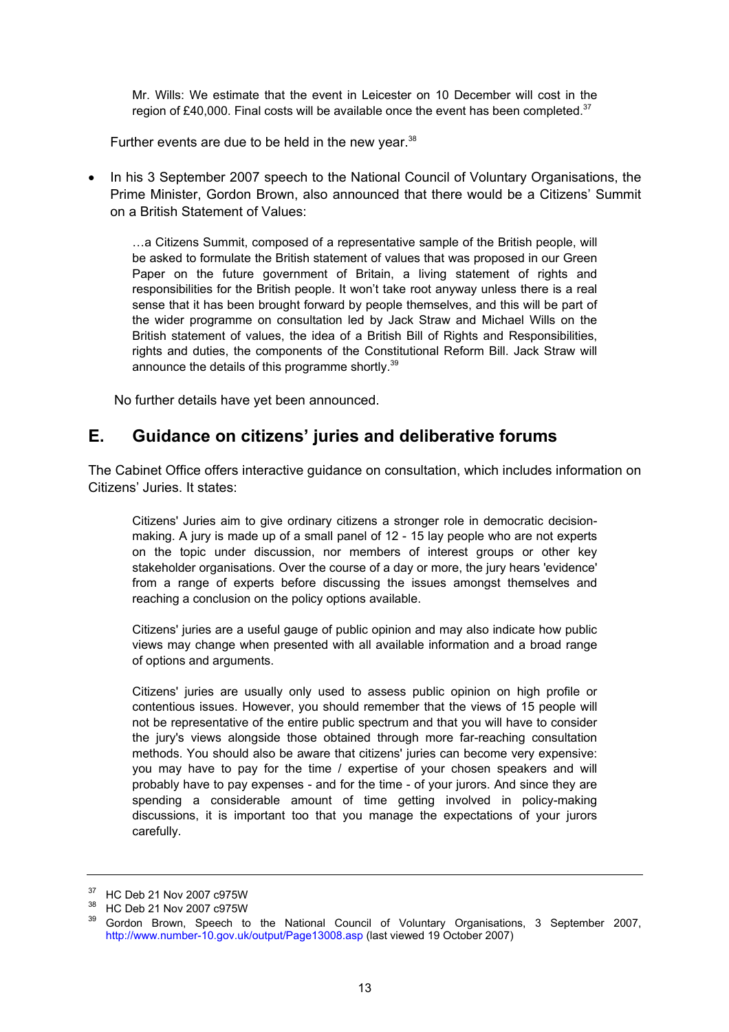> Mr. Wills: We estimate that the event in Leicester on 10 December will cost in the region of £40,000. Final costs will be available once the event has been completed.[37]

Further events are due to be held in the new year.[38]

- In his 3 September 2007 speech to the National Council of Voluntary Organisations, the Prime Minister, Gordon Brown, also announced that there would be a Citizens' Summit on a British Statement of Values:

> …a Citizens Summit, composed of a representative sample of the British people, will be asked to formulate the British statement of values that was proposed in our Green Paper on the future government of Britain, a living statement of rights and responsibilities for the British people. It won't take root anyway unless there is a real sense that it has been brought forward by people themselves, and this will be part of the wider programme on consultation led by Jack Straw and Michael Wills on the British statement of values, the idea of a British Bill of Rights and Responsibilities, rights and duties, the components of the Constitutional Reform Bill. Jack Straw will announce the details of this programme shortly.[39]

No further details have yet been announced.

## E. Guidance on citizens' juries and deliberative forums

The Cabinet Office offers interactive guidance on consultation, which includes information on Citizens' Juries. It states:

> Citizens' Juries aim to give ordinary citizens a stronger role in democratic decision-making. A jury is made up of a small panel of 12 - 15 lay people who are not experts on the topic under discussion, nor members of interest groups or other key stakeholder organisations. Over the course of a day or more, the jury hears 'evidence' from a range of experts before discussing the issues amongst themselves and reaching a conclusion on the policy options available.
>
> Citizens' juries are a useful gauge of public opinion and may also indicate how public views may change when presented with all available information and a broad range of options and arguments.
>
> Citizens' juries are usually only used to assess public opinion on high profile or contentious issues. However, you should remember that the views of 15 people will not be representative of the entire public spectrum and that you will have to consider the jury's views alongside those obtained through more far-reaching consultation methods. You should also be aware that citizens' juries can become very expensive: you may have to pay for the time / expertise of your chosen speakers and will probably have to pay expenses - and for the time - of your jurors. And since they are spending a considerable amount of time getting involved in policy-making discussions, it is important too that you manage the expectations of your jurors carefully.

---

[37] HC Deb 21 Nov 2007 c975W

[38] HC Deb 21 Nov 2007 c975W

[39] Gordon Brown, Speech to the National Council of Voluntary Organisations, 3 September 2007, http://www.number-10.gov.uk/output/Page13008.asp (last viewed 19 October 2007)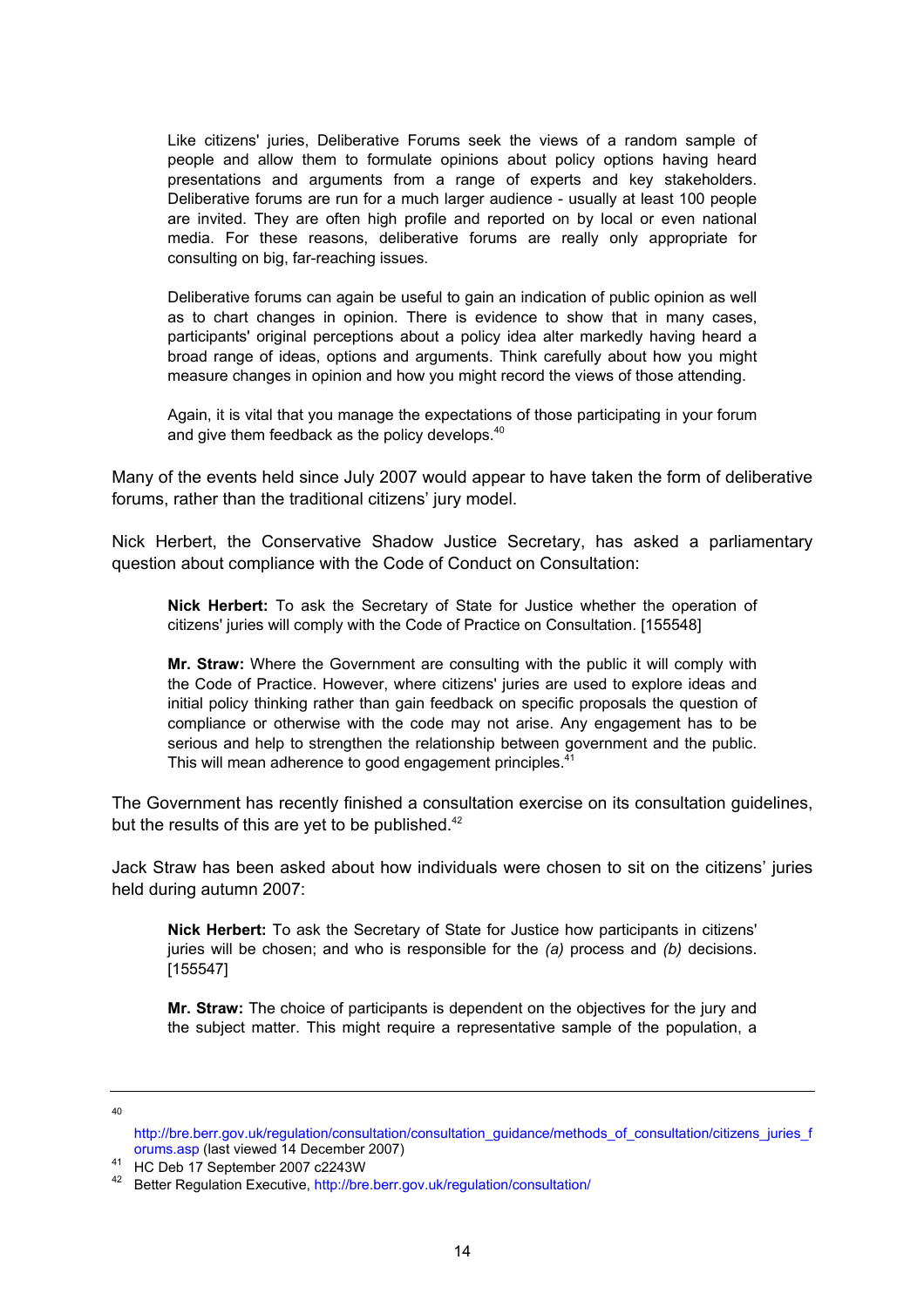> Like citizens' juries, Deliberative Forums seek the views of a random sample of people and allow them to formulate opinions about policy options having heard presentations and arguments from a range of experts and key stakeholders. Deliberative forums are run for a much larger audience - usually at least 100 people are invited. They are often high profile and reported on by local or even national media. For these reasons, deliberative forums are really only appropriate for consulting on big, far-reaching issues.
>
> Deliberative forums can again be useful to gain an indication of public opinion as well as to chart changes in opinion. There is evidence to show that in many cases, participants' original perceptions about a policy idea alter markedly having heard a broad range of ideas, options and arguments. Think carefully about how you might measure changes in opinion and how you might record the views of those attending.
>
> Again, it is vital that you manage the expectations of those participating in your forum and give them feedback as the policy develops.[40]

Many of the events held since July 2007 would appear to have taken the form of deliberative forums, rather than the traditional citizens' jury model.

Nick Herbert, the Conservative Shadow Justice Secretary, has asked a parliamentary question about compliance with the Code of Conduct on Consultation:

> **Nick Herbert:** To ask the Secretary of State for Justice whether the operation of citizens' juries will comply with the Code of Practice on Consultation. [155548]
>
> **Mr. Straw:** Where the Government are consulting with the public it will comply with the Code of Practice. However, where citizens' juries are used to explore ideas and initial policy thinking rather than gain feedback on specific proposals the question of compliance or otherwise with the code may not arise. Any engagement has to be serious and help to strengthen the relationship between government and the public. This will mean adherence to good engagement principles.[41]

The Government has recently finished a consultation exercise on its consultation guidelines, but the results of this are yet to be published.[42]

Jack Straw has been asked about how individuals were chosen to sit on the citizens' juries held during autumn 2007:

> **Nick Herbert:** To ask the Secretary of State for Justice how participants in citizens' juries will be chosen; and who is responsible for the *(a)* process and *(b)* decisions. [155547]
>
> **Mr. Straw:** The choice of participants is dependent on the objectives for the jury and the subject matter. This might require a representative sample of the population, a

---

[40] http://bre.berr.gov.uk/regulation/consultation/consultation_guidance/methods_of_consultation/citizens_juries_forums.asp (last viewed 14 December 2007)

[41] HC Deb 17 September 2007 c2243W

[42] Better Regulation Executive, http://bre.berr.gov.uk/regulation/consultation/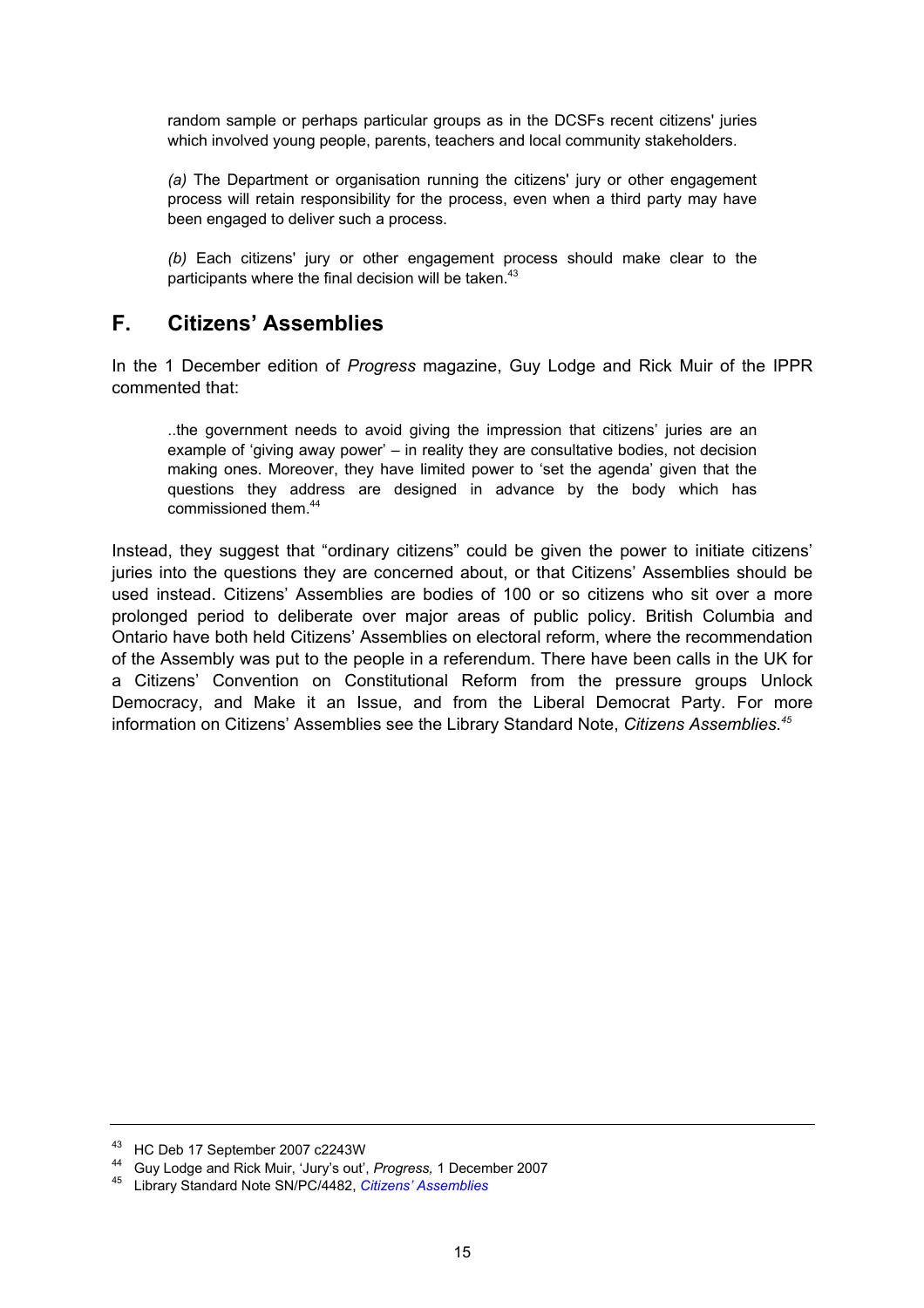random sample or perhaps particular groups as in the DCSFs recent citizens' juries which involved young people, parents, teachers and local community stakeholders.

> *(a)* The Department or organisation running the citizens' jury or other engagement process will retain responsibility for the process, even when a third party may have been engaged to deliver such a process.
>
> *(b)* Each citizens' jury or other engagement process should make clear to the participants where the final decision will be taken.[43]

## F. Citizens' Assemblies

In the 1 December edition of *Progress* magazine, Guy Lodge and Rick Muir of the IPPR commented that:

> ..the government needs to avoid giving the impression that citizens' juries are an example of 'giving away power' – in reality they are consultative bodies, not decision making ones. Moreover, they have limited power to 'set the agenda' given that the questions they address are designed in advance by the body which has commissioned them.[44]

Instead, they suggest that "ordinary citizens" could be given the power to initiate citizens' juries into the questions they are concerned about, or that Citizens' Assemblies should be used instead. Citizens' Assemblies are bodies of 100 or so citizens who sit over a more prolonged period to deliberate over major areas of public policy. British Columbia and Ontario have both held Citizens' Assemblies on electoral reform, where the recommendation of the Assembly was put to the people in a referendum. There have been calls in the UK for a Citizens' Convention on Constitutional Reform from the pressure groups Unlock Democracy, and Make it an Issue, and from the Liberal Democrat Party. For more information on Citizens' Assemblies see the Library Standard Note, *Citizens Assemblies.*[45]

---

[43] HC Deb 17 September 2007 c2243W

[44] Guy Lodge and Rick Muir, 'Jury's out', *Progress,* 1 December 2007

[45] Library Standard Note SN/PC/4482, *Citizens' Assemblies*